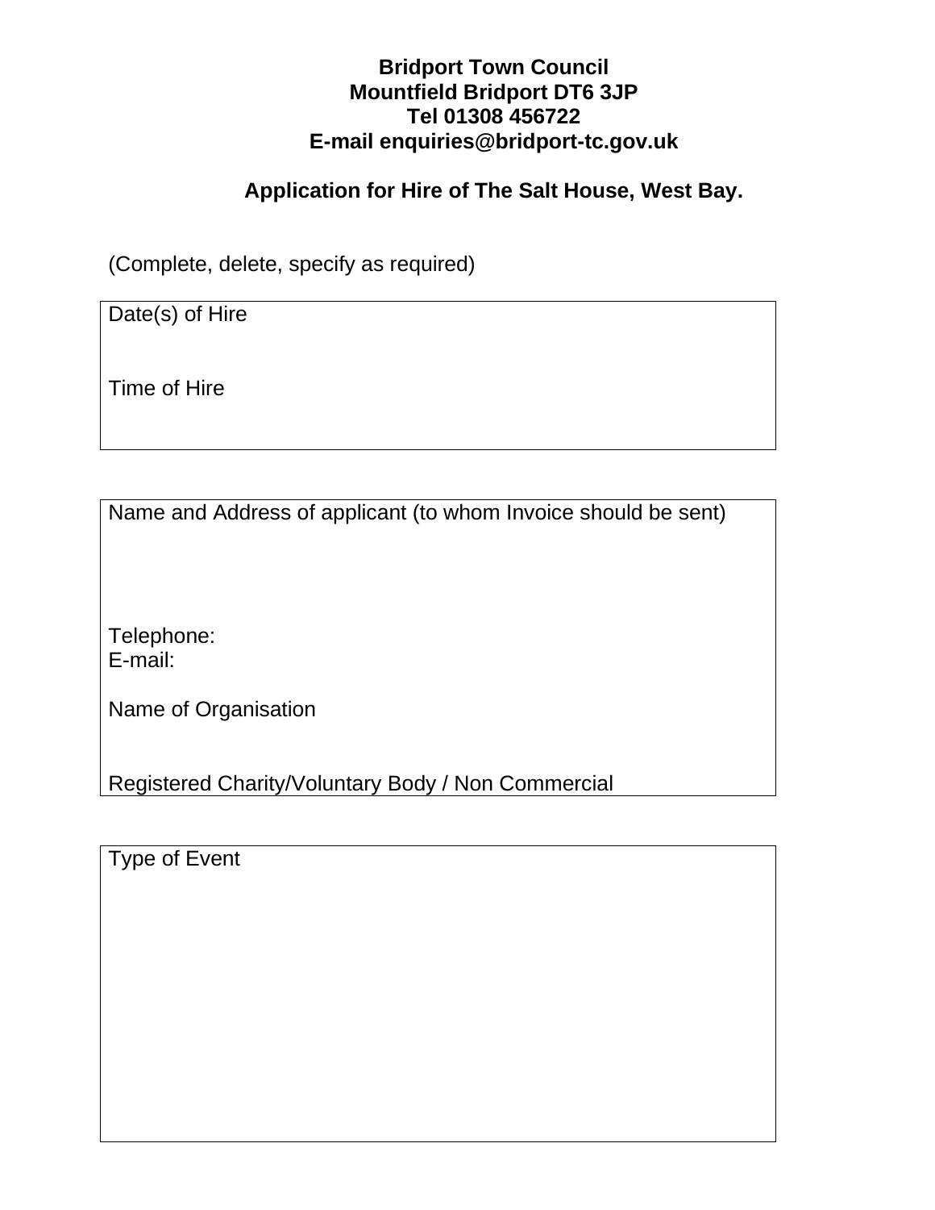**Bridport Town Council**
**Mountfield Bridport DT6 3JP**
**Tel 01308 456722**
**E-mail enquiries@bridport-tc.gov.uk**

## Application for Hire of The Salt House, West Bay.

(Complete, delete, specify as required)

| Date(s) of Hire<br><br><br>Time of Hire<br><br> |
|---|

| Name and Address of applicant (to whom Invoice should be sent)<br><br><br><br>Telephone:<br>E-mail:<br><br>Name of Organisation<br><br><br>Registered Charity/Voluntary Body / Non Commercial |
|---|

| Type of Event<br><br><br><br><br><br><br><br><br> |
|---|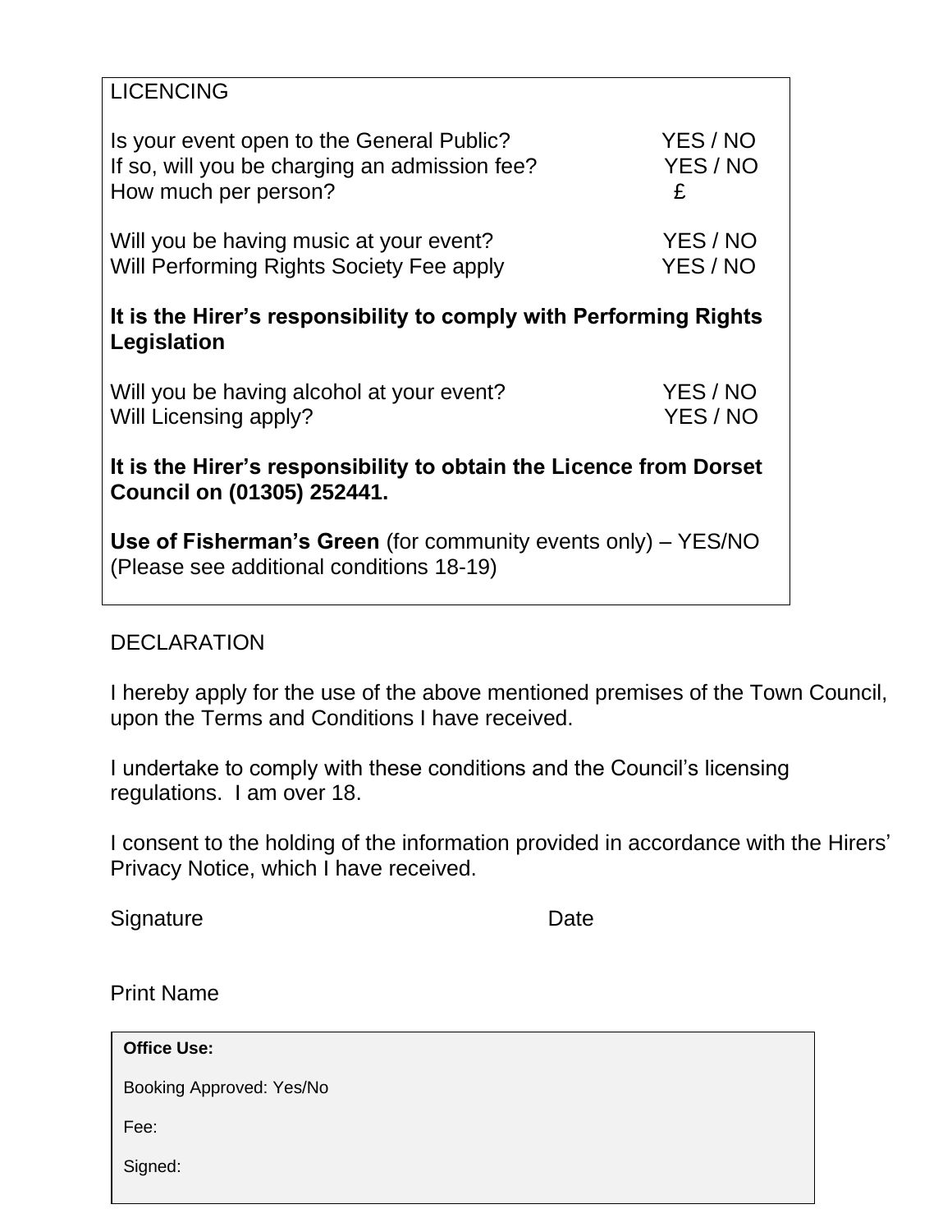LICENCING

| | |
|---|---|
| Is your event open to the General Public? | YES / NO |
| If so, will you be charging an admission fee? | YES / NO |
| How much per person? | £ |
| Will you be having music at your event? | YES / NO |
| Will Performing Rights Society Fee apply | YES / NO |

**It is the Hirer's responsibility to comply with Performing Rights Legislation**

| | |
|---|---|
| Will you be having alcohol at your event? | YES / NO |
| Will Licensing apply? | YES / NO |

**It is the Hirer's responsibility to obtain the Licence from Dorset Council on (01305) 252441.**

**Use of Fisherman's Green** (for community events only) – YES/NO
(Please see additional conditions 18-19)

DECLARATION

I hereby apply for the use of the above mentioned premises of the Town Council, upon the Terms and Conditions I have received.

I undertake to comply with these conditions and the Council's licensing regulations. I am over 18.

I consent to the holding of the information provided in accordance with the Hirers' Privacy Notice, which I have received.

Signature                                        Date

Print Name

**Office Use:**

Booking Approved: Yes/No

Fee:

Signed: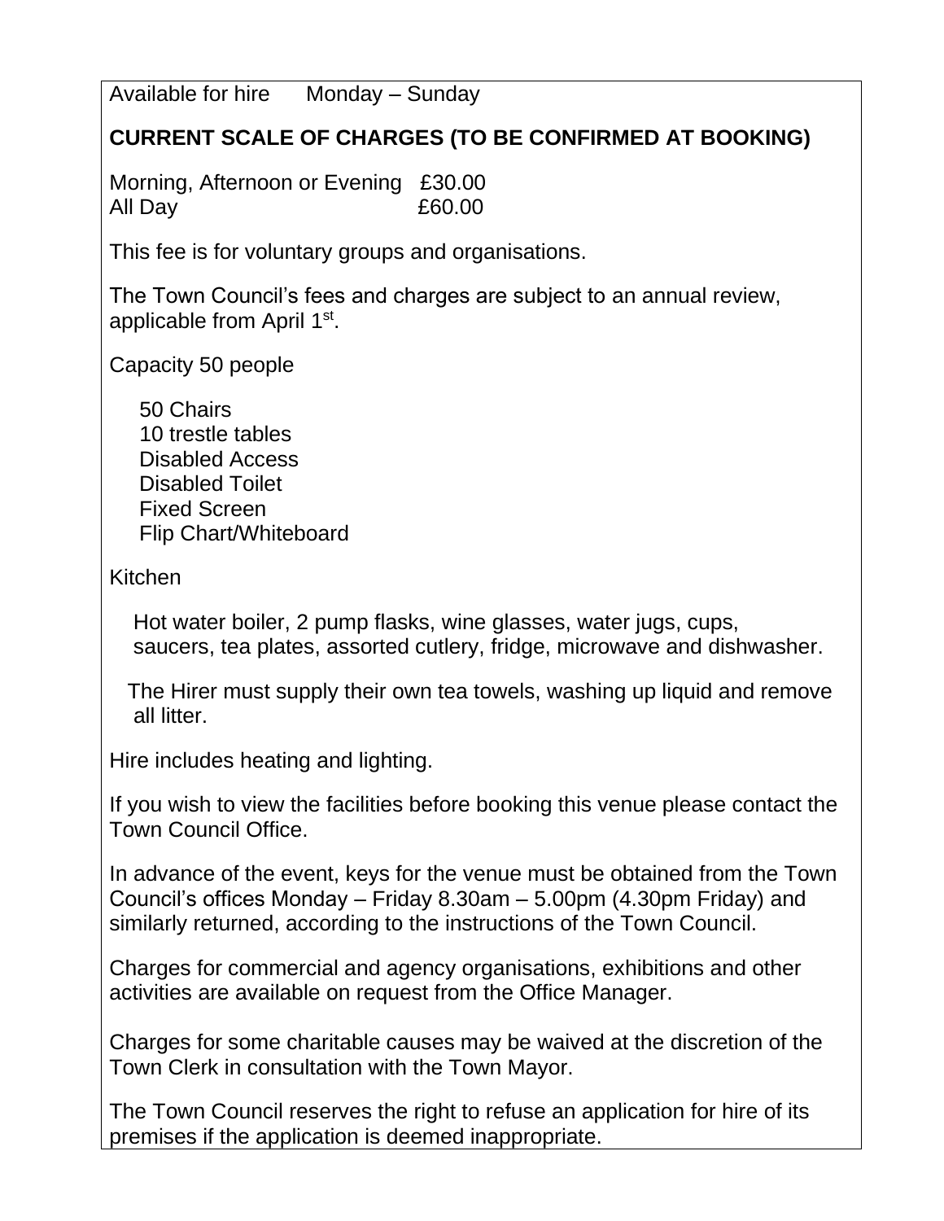Available for hire Monday – Sunday

**CURRENT SCALE OF CHARGES (TO BE CONFIRMED AT BOOKING)**

Morning, Afternoon or Evening £30.00
All Day £60.00

This fee is for voluntary groups and organisations.

The Town Council's fees and charges are subject to an annual review, applicable from April 1st.

Capacity 50 people

- 50 Chairs
- 10 trestle tables
- Disabled Access
- Disabled Toilet
- Fixed Screen
- Flip Chart/Whiteboard

Kitchen

Hot water boiler, 2 pump flasks, wine glasses, water jugs, cups, saucers, tea plates, assorted cutlery, fridge, microwave and dishwasher.

The Hirer must supply their own tea towels, washing up liquid and remove all litter.

Hire includes heating and lighting.

If you wish to view the facilities before booking this venue please contact the Town Council Office.

In advance of the event, keys for the venue must be obtained from the Town Council's offices Monday – Friday 8.30am – 5.00pm (4.30pm Friday) and similarly returned, according to the instructions of the Town Council.

Charges for commercial and agency organisations, exhibitions and other activities are available on request from the Office Manager.

Charges for some charitable causes may be waived at the discretion of the Town Clerk in consultation with the Town Mayor.

The Town Council reserves the right to refuse an application for hire of its premises if the application is deemed inappropriate.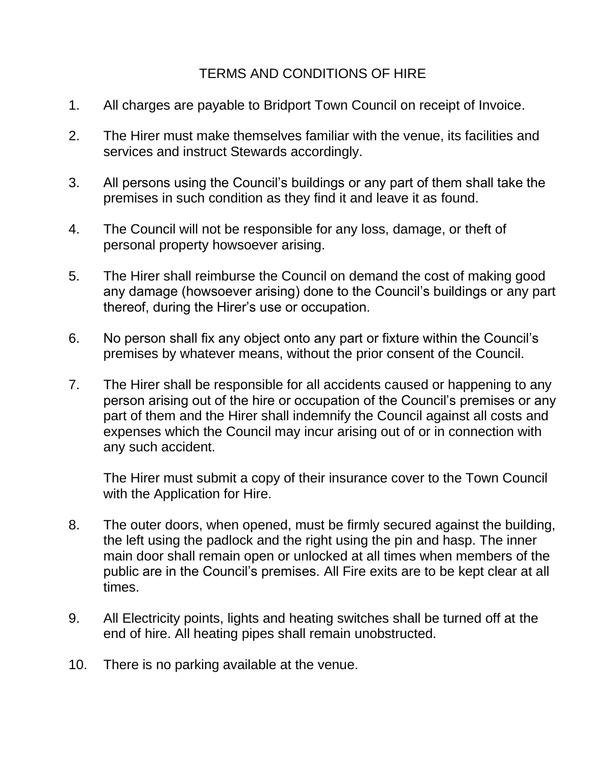# TERMS AND CONDITIONS OF HIRE

1. All charges are payable to Bridport Town Council on receipt of Invoice.

2. The Hirer must make themselves familiar with the venue, its facilities and services and instruct Stewards accordingly.

3. All persons using the Council's buildings or any part of them shall take the premises in such condition as they find it and leave it as found.

4. The Council will not be responsible for any loss, damage, or theft of personal property howsoever arising.

5. The Hirer shall reimburse the Council on demand the cost of making good any damage (howsoever arising) done to the Council's buildings or any part thereof, during the Hirer's use or occupation.

6. No person shall fix any object onto any part or fixture within the Council's premises by whatever means, without the prior consent of the Council.

7. The Hirer shall be responsible for all accidents caused or happening to any person arising out of the hire or occupation of the Council's premises or any part of them and the Hirer shall indemnify the Council against all costs and expenses which the Council may incur arising out of or in connection with any such accident.

   The Hirer must submit a copy of their insurance cover to the Town Council with the Application for Hire.

8. The outer doors, when opened, must be firmly secured against the building, the left using the padlock and the right using the pin and hasp. The inner main door shall remain open or unlocked at all times when members of the public are in the Council's premises. All Fire exits are to be kept clear at all times.

9. All Electricity points, lights and heating switches shall be turned off at the end of hire. All heating pipes shall remain unobstructed.

10. There is no parking available at the venue.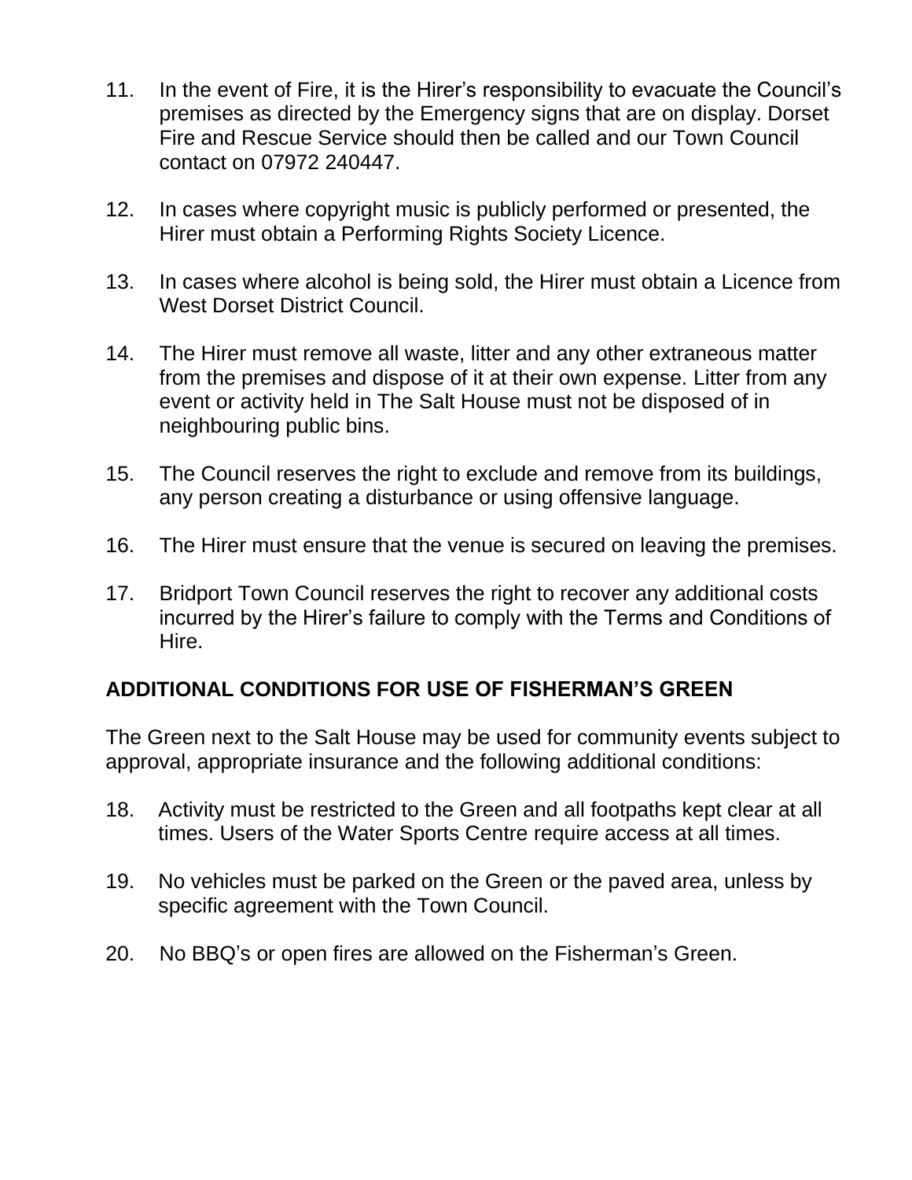11. In the event of Fire, it is the Hirer's responsibility to evacuate the Council's premises as directed by the Emergency signs that are on display. Dorset Fire and Rescue Service should then be called and our Town Council contact on 07972 240447.

12. In cases where copyright music is publicly performed or presented, the Hirer must obtain a Performing Rights Society Licence.

13. In cases where alcohol is being sold, the Hirer must obtain a Licence from West Dorset District Council.

14. The Hirer must remove all waste, litter and any other extraneous matter from the premises and dispose of it at their own expense. Litter from any event or activity held in The Salt House must not be disposed of in neighbouring public bins.

15. The Council reserves the right to exclude and remove from its buildings, any person creating a disturbance or using offensive language.

16. The Hirer must ensure that the venue is secured on leaving the premises.

17. Bridport Town Council reserves the right to recover any additional costs incurred by the Hirer's failure to comply with the Terms and Conditions of Hire.

## ADDITIONAL CONDITIONS FOR USE OF FISHERMAN'S GREEN

The Green next to the Salt House may be used for community events subject to approval, appropriate insurance and the following additional conditions:

18. Activity must be restricted to the Green and all footpaths kept clear at all times. Users of the Water Sports Centre require access at all times.

19. No vehicles must be parked on the Green or the paved area, unless by specific agreement with the Town Council.

20. No BBQ's or open fires are allowed on the Fisherman's Green.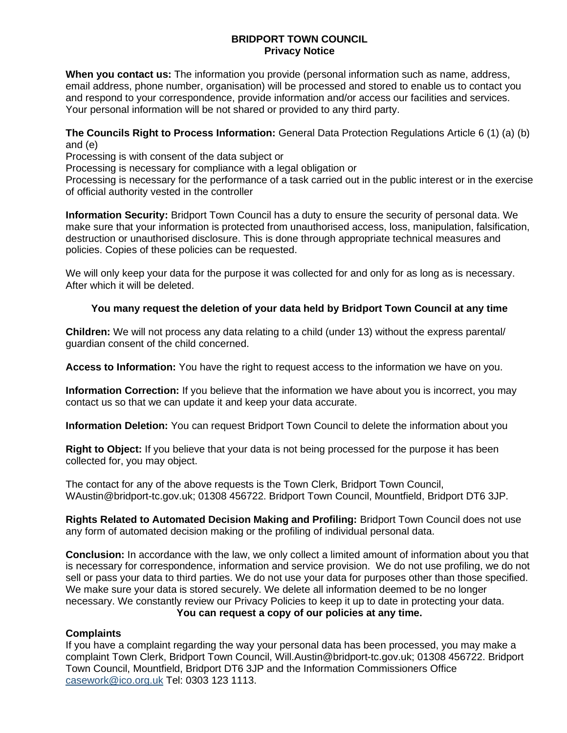# BRIDPORT TOWN COUNCIL
## Privacy Notice

**When you contact us:** The information you provide (personal information such as name, address, email address, phone number, organisation) will be processed and stored to enable us to contact you and respond to your correspondence, provide information and/or access our facilities and services. Your personal information will be not shared or provided to any third party.

**The Councils Right to Process Information:** General Data Protection Regulations Article 6 (1) (a) (b) and (e)
Processing is with consent of the data subject or
Processing is necessary for compliance with a legal obligation or
Processing is necessary for the performance of a task carried out in the public interest or in the exercise of official authority vested in the controller

**Information Security:** Bridport Town Council has a duty to ensure the security of personal data. We make sure that your information is protected from unauthorised access, loss, manipulation, falsification, destruction or unauthorised disclosure. This is done through appropriate technical measures and policies. Copies of these policies can be requested.

We will only keep your data for the purpose it was collected for and only for as long as is necessary. After which it will be deleted.

**You many request the deletion of your data held by Bridport Town Council at any time**

**Children:** We will not process any data relating to a child (under 13) without the express parental/ guardian consent of the child concerned.

**Access to Information:** You have the right to request access to the information we have on you.

**Information Correction:** If you believe that the information we have about you is incorrect, you may contact us so that we can update it and keep your data accurate.

**Information Deletion:** You can request Bridport Town Council to delete the information about you

**Right to Object:** If you believe that your data is not being processed for the purpose it has been collected for, you may object.

The contact for any of the above requests is the Town Clerk, Bridport Town Council, WAustin@bridport-tc.gov.uk; 01308 456722. Bridport Town Council, Mountfield, Bridport DT6 3JP.

**Rights Related to Automated Decision Making and Profiling:** Bridport Town Council does not use any form of automated decision making or the profiling of individual personal data.

**Conclusion:** In accordance with the law, we only collect a limited amount of information about you that is necessary for correspondence, information and service provision. We do not use profiling, we do not sell or pass your data to third parties. We do not use your data for purposes other than those specified. We make sure your data is stored securely. We delete all information deemed to be no longer necessary. We constantly review our Privacy Policies to keep it up to date in protecting your data.

**You can request a copy of our policies at any time.**

**Complaints**
If you have a complaint regarding the way your personal data has been processed, you may make a complaint Town Clerk, Bridport Town Council, Will.Austin@bridport-tc.gov.uk; 01308 456722. Bridport Town Council, Mountfield, Bridport DT6 3JP and the Information Commissioners Office casework@ico.org.uk Tel: 0303 123 1113.